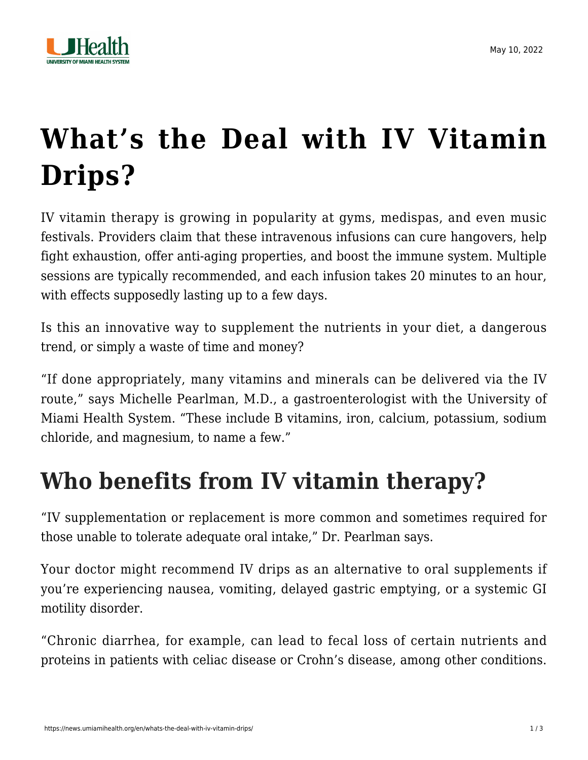# What's the Deal with IV Vitamin Drips?

IV vitamin therapy is growing in popularity at gyms, medispas, and even music festivals. Providers claim that these intravenous infusions can cure hangovers, help fight exhaustion, offer anti-aging properties, and boost the immune system. Multiple sessions are typically recommended, and each infusion takes 20 minutes to an hour, with effects supposedly lasting up to a few days.

Is this an innovative way to supplement the nutrients in your diet, a dangerous trend, or simply a waste of time and money?

"If done appropriately, many vitamins and minerals can be delivered via the IV route," says Michelle Pearlman, M.D., a gastroenterologist with the University of Miami Health System. "These include B vitamins, iron, calcium, potassium, sodium chloride, and magnesium, to name a few."

## Who benefits from IV vitamin therapy?

"IV supplementation or replacement is more common and sometimes required for those unable to tolerate adequate oral intake," Dr. Pearlman says.

Your doctor might recommend IV drips as an alternative to oral supplements if you're experiencing nausea, vomiting, delayed gastric emptying, or a systemic GI motility disorder.

"Chronic diarrhea, for example, can lead to fecal loss of certain nutrients and proteins in patients with celiac disease or Crohn's disease, among other conditions.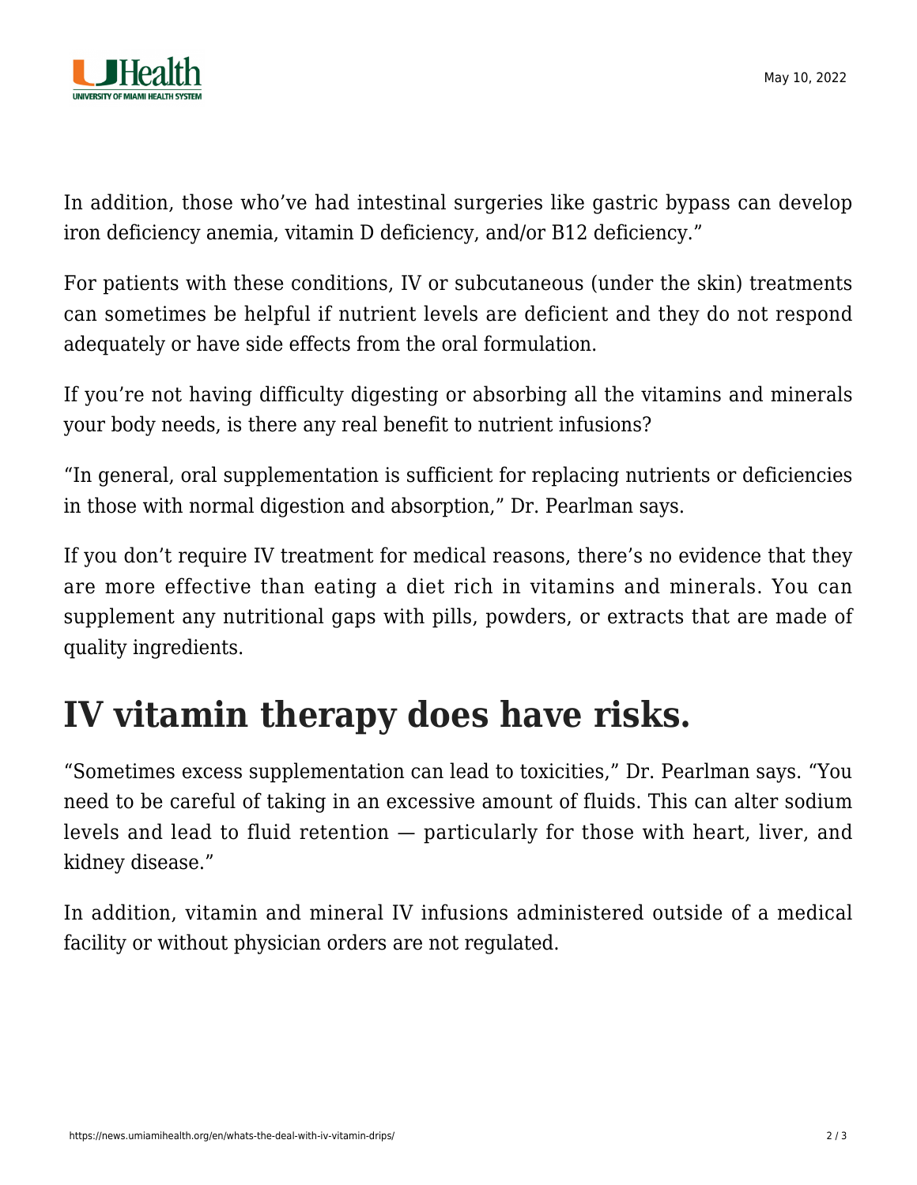In addition, those who've had intestinal surgeries like gastric bypass can develop iron deficiency anemia, vitamin D deficiency, and/or B12 deficiency."

For patients with these conditions, IV or subcutaneous (under the skin) treatments can sometimes be helpful if nutrient levels are deficient and they do not respond adequately or have side effects from the oral formulation.

If you're not having difficulty digesting or absorbing all the vitamins and minerals your body needs, is there any real benefit to nutrient infusions?

"In general, oral supplementation is sufficient for replacing nutrients or deficiencies in those with normal digestion and absorption," Dr. Pearlman says.

If you don't require IV treatment for medical reasons, there's no evidence that they are more effective than eating a diet rich in vitamins and minerals. You can supplement any nutritional gaps with pills, powders, or extracts that are made of quality ingredients.

# IV vitamin therapy does have risks.

"Sometimes excess supplementation can lead to toxicities," Dr. Pearlman says. "You need to be careful of taking in an excessive amount of fluids. This can alter sodium levels and lead to fluid retention — particularly for those with heart, liver, and kidney disease."

In addition, vitamin and mineral IV infusions administered outside of a medical facility or without physician orders are not regulated.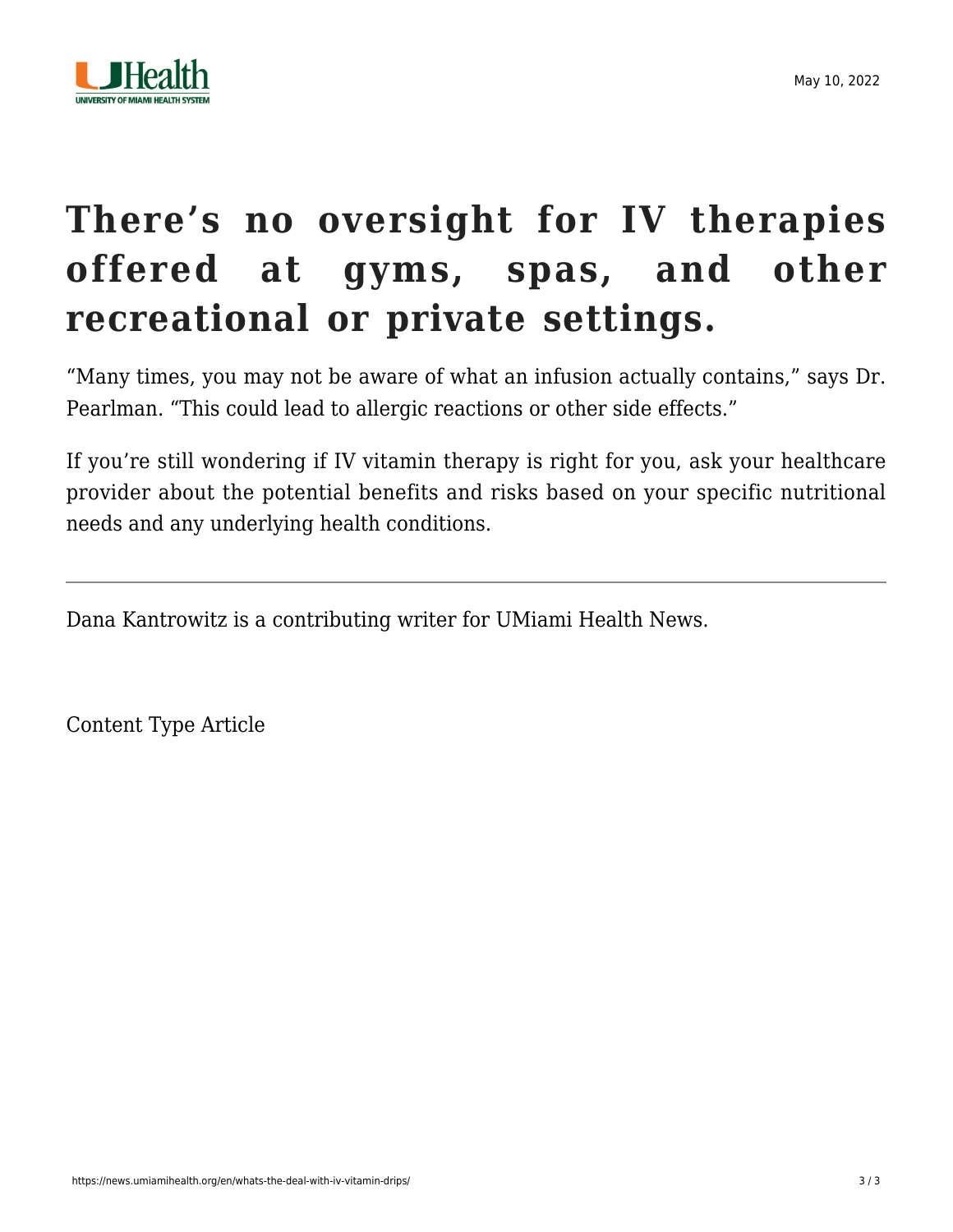## There's no oversight for IV therapies offered at gyms, spas, and other recreational or private settings.

"Many times, you may not be aware of what an infusion actually contains," says Dr. Pearlman. "This could lead to allergic reactions or other side effects."

If you're still wondering if IV vitamin therapy is right for you, ask your healthcare provider about the potential benefits and risks based on your specific nutritional needs and any underlying health conditions.

---

Dana Kantrowitz is a contributing writer for UMiami Health News.

Content Type Article